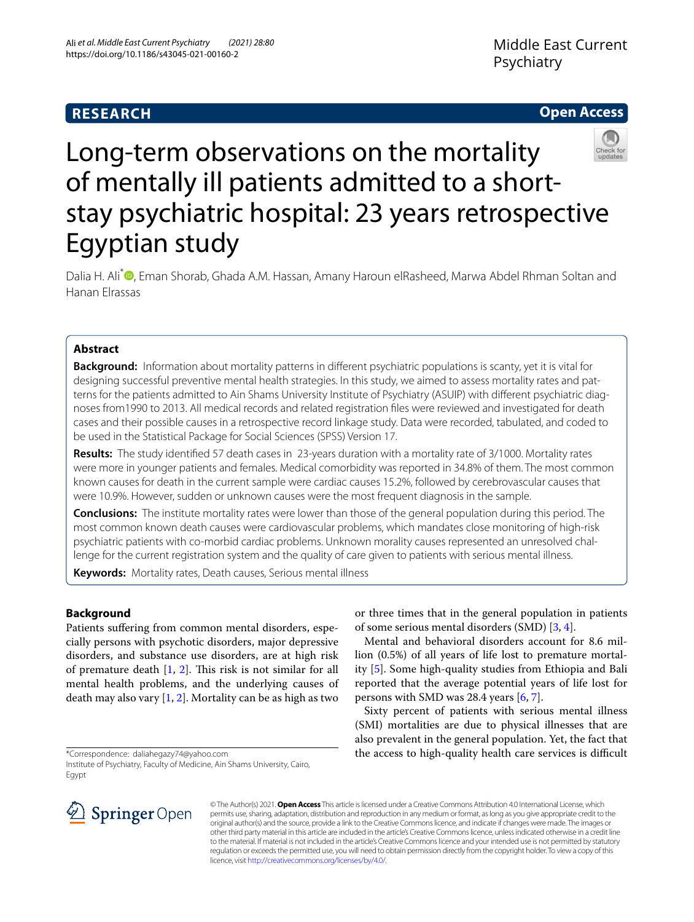RESEARCH

Open Access

# Long-term observations on the mortality of mentally ill patients admitted to a short-stay psychiatric hospital: 23 years retrospective Egyptian study

Dalia H. Ali*, Eman Shorab, Ghada A.M. Hassan, Amany Haroun elRasheed, Marwa Abdel Rhman Soltan and Hanan Elrassas

## Abstract

**Background:** Information about mortality patterns in different psychiatric populations is scanty, yet it is vital for designing successful preventive mental health strategies. In this study, we aimed to assess mortality rates and patterns for the patients admitted to Ain Shams University Institute of Psychiatry (ASUIP) with different psychiatric diagnoses from1990 to 2013. All medical records and related registration files were reviewed and investigated for death cases and their possible causes in a retrospective record linkage study. Data were recorded, tabulated, and coded to be used in the Statistical Package for Social Sciences (SPSS) Version 17.

**Results:** The study identified 57 death cases in 23-years duration with a mortality rate of 3/1000. Mortality rates were more in younger patients and females. Medical comorbidity was reported in 34.8% of them. The most common known causes for death in the current sample were cardiac causes 15.2%, followed by cerebrovascular causes that were 10.9%. However, sudden or unknown causes were the most frequent diagnosis in the sample.

**Conclusions:** The institute mortality rates were lower than those of the general population during this period. The most common known death causes were cardiovascular problems, which mandates close monitoring of high-risk psychiatric patients with co-morbid cardiac problems. Unknown morality causes represented an unresolved challenge for the current registration system and the quality of care given to patients with serious mental illness.

**Keywords:** Mortality rates, Death causes, Serious mental illness

## Background

Patients suffering from common mental disorders, especially persons with psychotic disorders, major depressive disorders, and substance use disorders, are at high risk of premature death [1, 2]. This risk is not similar for all mental health problems, and the underlying causes of death may also vary [1, 2]. Mortality can be as high as two or three times that in the general population in patients of some serious mental disorders (SMD) [3, 4].

Mental and behavioral disorders account for 8.6 million (0.5%) of all years of life lost to premature mortality [5]. Some high-quality studies from Ethiopia and Bali reported that the average potential years of life lost for persons with SMD was 28.4 years [6, 7].

Sixty percent of patients with serious mental illness (SMI) mortalities are due to physical illnesses that are also prevalent in the general population. Yet, the fact that the access to high-quality health care services is difficult

*Correspondence: daliahegazy74@yahoo.com
Institute of Psychiatry, Faculty of Medicine, Ain Shams University, Cairo, Egypt

© The Author(s) 2021. **Open Access** This article is licensed under a Creative Commons Attribution 4.0 International License, which permits use, sharing, adaptation, distribution and reproduction in any medium or format, as long as you give appropriate credit to the original author(s) and the source, provide a link to the Creative Commons licence, and indicate if changes were made. The images or other third party material in this article are included in the article's Creative Commons licence, unless indicated otherwise in a credit line to the material. If material is not included in the article's Creative Commons licence and your intended use is not permitted by statutory regulation or exceeds the permitted use, you will need to obtain permission directly from the copyright holder. To view a copy of this licence, visit http://creativecommons.org/licenses/by/4.0/.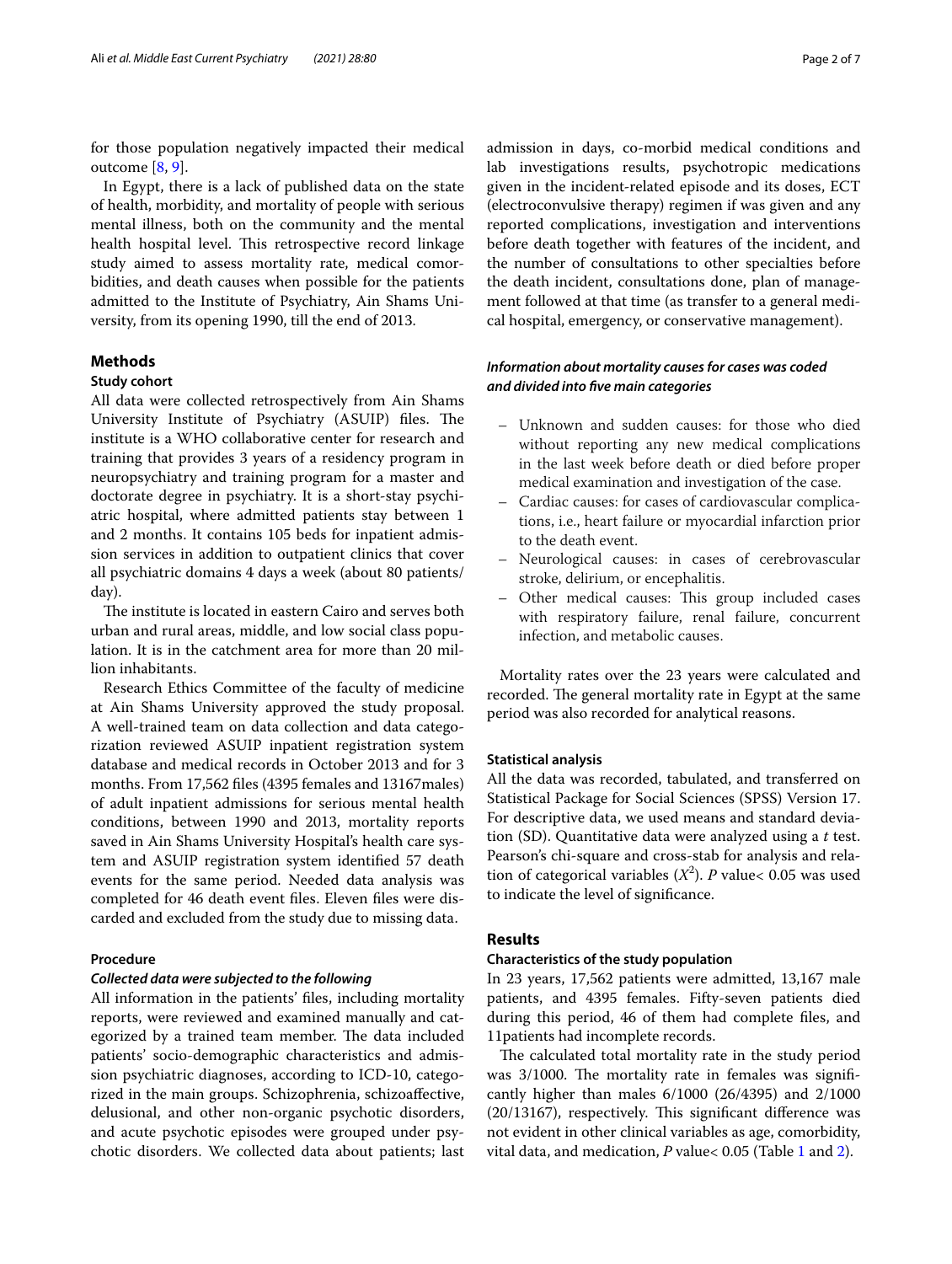for those population negatively impacted their medical outcome [8, 9].

In Egypt, there is a lack of published data on the state of health, morbidity, and mortality of people with serious mental illness, both on the community and the mental health hospital level. This retrospective record linkage study aimed to assess mortality rate, medical comorbidities, and death causes when possible for the patients admitted to the Institute of Psychiatry, Ain Shams University, from its opening 1990, till the end of 2013.

## Methods

### Study cohort

All data were collected retrospectively from Ain Shams University Institute of Psychiatry (ASUIP) files. The institute is a WHO collaborative center for research and training that provides 3 years of a residency program in neuropsychiatry and training program for a master and doctorate degree in psychiatry. It is a short-stay psychiatric hospital, where admitted patients stay between 1 and 2 months. It contains 105 beds for inpatient admission services in addition to outpatient clinics that cover all psychiatric domains 4 days a week (about 80 patients/day).

The institute is located in eastern Cairo and serves both urban and rural areas, middle, and low social class population. It is in the catchment area for more than 20 million inhabitants.

Research Ethics Committee of the faculty of medicine at Ain Shams University approved the study proposal. A well-trained team on data collection and data categorization reviewed ASUIP inpatient registration system database and medical records in October 2013 and for 3 months. From 17,562 files (4395 females and 13167males) of adult inpatient admissions for serious mental health conditions, between 1990 and 2013, mortality reports saved in Ain Shams University Hospital's health care system and ASUIP registration system identified 57 death events for the same period. Needed data analysis was completed for 46 death event files. Eleven files were discarded and excluded from the study due to missing data.

### Procedure

#### *Collected data were subjected to the following*

All information in the patients' files, including mortality reports, were reviewed and examined manually and categorized by a trained team member. The data included patients' socio-demographic characteristics and admission psychiatric diagnoses, according to ICD-10, categorized in the main groups. Schizophrenia, schizoaffective, delusional, and other non-organic psychotic disorders, and acute psychotic episodes were grouped under psychotic disorders. We collected data about patients; last admission in days, co-morbid medical conditions and lab investigations results, psychotropic medications given in the incident-related episode and its doses, ECT (electroconvulsive therapy) regimen if was given and any reported complications, investigation and interventions before death together with features of the incident, and the number of consultations to other specialties before the death incident, consultations done, plan of management followed at that time (as transfer to a general medical hospital, emergency, or conservative management).

#### *Information about mortality causes for cases was coded and divided into five main categories*

- Unknown and sudden causes: for those who died without reporting any new medical complications in the last week before death or died before proper medical examination and investigation of the case.
- Cardiac causes: for cases of cardiovascular complications, i.e., heart failure or myocardial infarction prior to the death event.
- Neurological causes: in cases of cerebrovascular stroke, delirium, or encephalitis.
- Other medical causes: This group included cases with respiratory failure, renal failure, concurrent infection, and metabolic causes.

Mortality rates over the 23 years were calculated and recorded. The general mortality rate in Egypt at the same period was also recorded for analytical reasons.

### Statistical analysis

All the data was recorded, tabulated, and transferred on Statistical Package for Social Sciences (SPSS) Version 17. For descriptive data, we used means and standard deviation (SD). Quantitative data were analyzed using a *t* test. Pearson's chi-square and cross-stab for analysis and relation of categorical variables ($X^2$). *P* value< 0.05 was used to indicate the level of significance.

## Results

### Characteristics of the study population

In 23 years, 17,562 patients were admitted, 13,167 male patients, and 4395 females. Fifty-seven patients died during this period, 46 of them had complete files, and 11patients had incomplete records.

The calculated total mortality rate in the study period was 3/1000. The mortality rate in females was significantly higher than males 6/1000 (26/4395) and 2/1000 (20/13167), respectively. This significant difference was not evident in other clinical variables as age, comorbidity, vital data, and medication, *P* value< 0.05 (Table 1 and 2).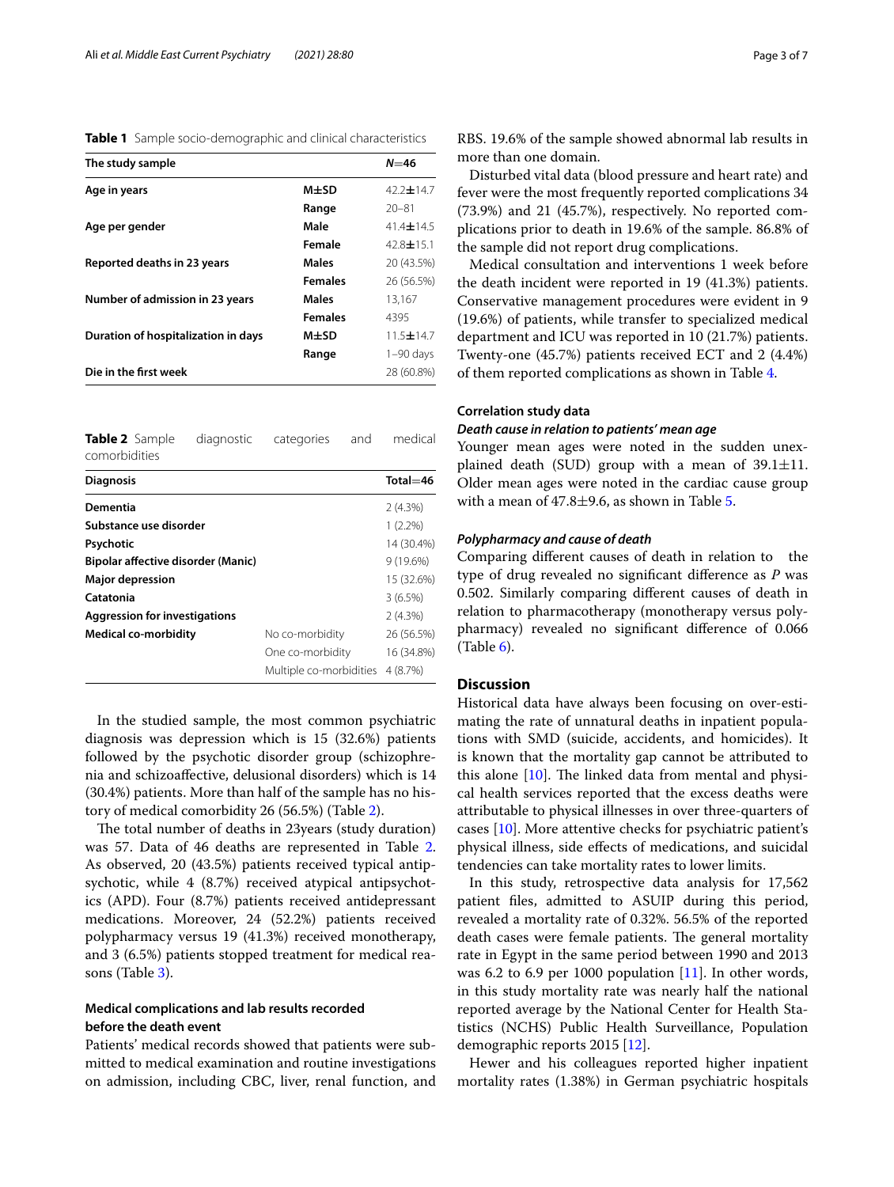**Table 1** Sample socio-demographic and clinical characteristics

| The study sample | | *N*=46 |
|---|---|---|
| **Age in years** | **M±SD** | 42.2±14.7 |
| | **Range** | 20–81 |
| **Age per gender** | **Male** | 41.4±14.5 |
| | **Female** | 42.8±15.1 |
| **Reported deaths in 23 years** | **Males** | 20 (43.5%) |
| | **Females** | 26 (56.5%) |
| **Number of admission in 23 years** | **Males** | 13,167 |
| | **Females** | 4395 |
| **Duration of hospitalization in days** | **M±SD** | 11.5±14.7 |
| | **Range** | 1–90 days |
| **Die in the first week** | | 28 (60.8%) |

**Table 2** Sample diagnostic categories and medical comorbidities

| Diagnosis | | Total=46 |
|---|---|---|
| **Dementia** | | 2 (4.3%) |
| **Substance use disorder** | | 1 (2.2%) |
| **Psychotic** | | 14 (30.4%) |
| **Bipolar affective disorder (Manic)** | | 9 (19.6%) |
| **Major depression** | | 15 (32.6%) |
| **Catatonia** | | 3 (6.5%) |
| **Aggression for investigations** | | 2 (4.3%) |
| **Medical co-morbidity** | No co-morbidity | 26 (56.5%) |
| | One co-morbidity | 16 (34.8%) |
| | Multiple co-morbidities | 4 (8.7%) |

In the studied sample, the most common psychiatric diagnosis was depression which is 15 (32.6%) patients followed by the psychotic disorder group (schizophrenia and schizoaffective, delusional disorders) which is 14 (30.4%) patients. More than half of the sample has no history of medical comorbidity 26 (56.5%) (Table 2).

The total number of deaths in 23years (study duration) was 57. Data of 46 deaths are represented in Table 2. As observed, 20 (43.5%) patients received typical antipsychotic, while 4 (8.7%) received atypical antipsychotics (APD). Four (8.7%) patients received antidepressant medications. Moreover, 24 (52.2%) patients received polypharmacy versus 19 (41.3%) received monotherapy, and 3 (6.5%) patients stopped treatment for medical reasons (Table 3).

### Medical complications and lab results recorded before the death event

Patients' medical records showed that patients were submitted to medical examination and routine investigations on admission, including CBC, liver, renal function, and RBS. 19.6% of the sample showed abnormal lab results in more than one domain.

Disturbed vital data (blood pressure and heart rate) and fever were the most frequently reported complications 34 (73.9%) and 21 (45.7%), respectively. No reported complications prior to death in 19.6% of the sample. 86.8% of the sample did not report drug complications.

Medical consultation and interventions 1 week before the death incident were reported in 19 (41.3%) patients. Conservative management procedures were evident in 9 (19.6%) of patients, while transfer to specialized medical department and ICU was reported in 10 (21.7%) patients. Twenty-one (45.7%) patients received ECT and 2 (4.4%) of them reported complications as shown in Table 4.

### Correlation study data

#### *Death cause in relation to patients' mean age*

Younger mean ages were noted in the sudden unexplained death (SUD) group with a mean of 39.1±11. Older mean ages were noted in the cardiac cause group with a mean of 47.8±9.6, as shown in Table 5.

#### *Polypharmacy and cause of death*

Comparing different causes of death in relation to the type of drug revealed no significant difference as *P* was 0.502. Similarly comparing different causes of death in relation to pharmacotherapy (monotherapy versus polypharmacy) revealed no significant difference of 0.066 (Table 6).

## Discussion

Historical data have always been focusing on over-estimating the rate of unnatural deaths in inpatient populations with SMD (suicide, accidents, and homicides). It is known that the mortality gap cannot be attributed to this alone [10]. The linked data from mental and physical health services reported that the excess deaths were attributable to physical illnesses in over three-quarters of cases [10]. More attentive checks for psychiatric patient's physical illness, side effects of medications, and suicidal tendencies can take mortality rates to lower limits.

In this study, retrospective data analysis for 17,562 patient files, admitted to ASUIP during this period, revealed a mortality rate of 0.32%. 56.5% of the reported death cases were female patients. The general mortality rate in Egypt in the same period between 1990 and 2013 was 6.2 to 6.9 per 1000 population [11]. In other words, in this study mortality rate was nearly half the national reported average by the National Center for Health Statistics (NCHS) Public Health Surveillance, Population demographic reports 2015 [12].

Hewer and his colleagues reported higher inpatient mortality rates (1.38%) in German psychiatric hospitals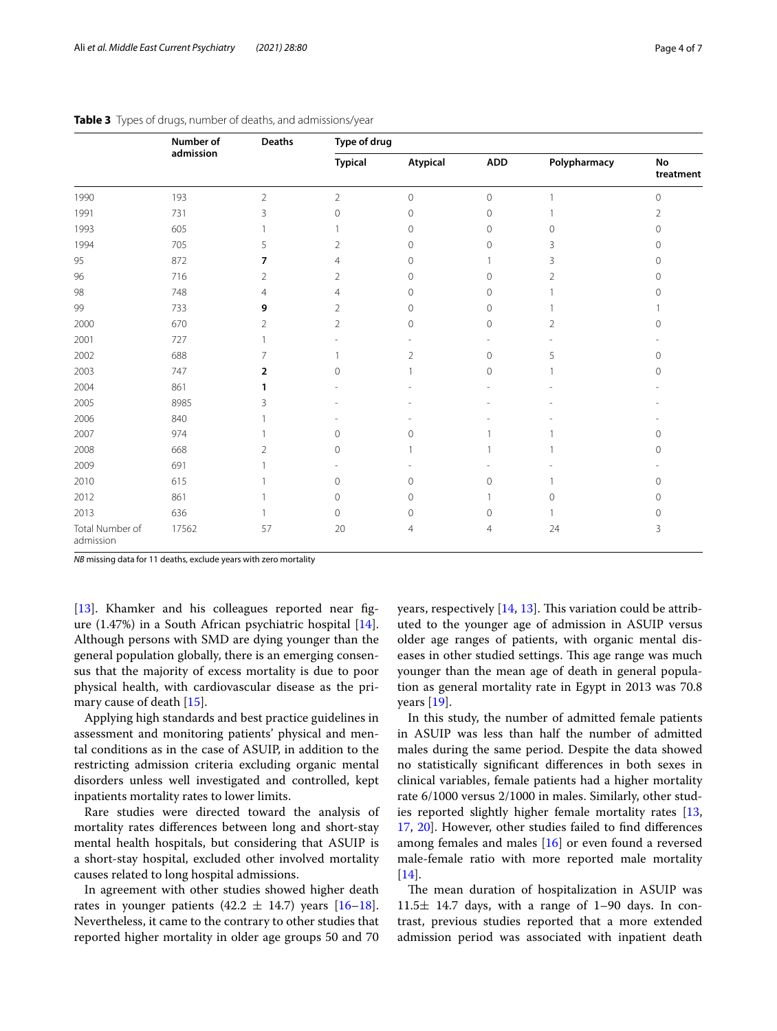**Table 3** Types of drugs, number of deaths, and admissions/year

| | Number of admission | Deaths | Type of drug | | | | |
|---|---|---|---|---|---|---|---|
| | | | Typical | Atypical | ADD | Polypharmacy | No treatment |
| 1990 | 193 | 2 | 2 | 0 | 0 | 1 | 0 |
| 1991 | 731 | 3 | 0 | 0 | 0 | 1 | 2 |
| 1993 | 605 | 1 | 1 | 0 | 0 | 0 | 0 |
| 1994 | 705 | 5 | 2 | 0 | 0 | 3 | 0 |
| 95 | 872 | **7** | 4 | 0 | 1 | 3 | 0 |
| 96 | 716 | 2 | 2 | 0 | 0 | 2 | 0 |
| 98 | 748 | 4 | 4 | 0 | 0 | 1 | 0 |
| 99 | 733 | **9** | 2 | 0 | 0 | 1 | 1 |
| 2000 | 670 | 2 | 2 | 0 | 0 | 2 | 0 |
| 2001 | 727 | 1 | - | - | - | - | - |
| 2002 | 688 | 7 | 1 | 2 | 0 | 5 | 0 |
| 2003 | 747 | **2** | 0 | 1 | 0 | 1 | 0 |
| 2004 | 861 | **1** | - | - | - | - | - |
| 2005 | 8985 | 3 | - | - | - | - | - |
| 2006 | 840 | 1 | - | - | - | - | - |
| 2007 | 974 | 1 | 0 | 0 | 1 | 1 | 0 |
| 2008 | 668 | 2 | 0 | 1 | 1 | 1 | 0 |
| 2009 | 691 | 1 | - | - | - | - | - |
| 2010 | 615 | 1 | 0 | 0 | 0 | 1 | 0 |
| 2012 | 861 | 1 | 0 | 0 | 1 | 0 | 0 |
| 2013 | 636 | 1 | 0 | 0 | 0 | 1 | 0 |
| Total Number of admission | 17562 | 57 | 20 | 4 | 4 | 24 | 3 |

*NB* missing data for 11 deaths, exclude years with zero mortality

[13]. Khamker and his colleagues reported near figure (1.47%) in a South African psychiatric hospital [14]. Although persons with SMD are dying younger than the general population globally, there is an emerging consensus that the majority of excess mortality is due to poor physical health, with cardiovascular disease as the primary cause of death [15].

Applying high standards and best practice guidelines in assessment and monitoring patients' physical and mental conditions as in the case of ASUIP, in addition to the restricting admission criteria excluding organic mental disorders unless well investigated and controlled, kept inpatients mortality rates to lower limits.

Rare studies were directed toward the analysis of mortality rates differences between long and short-stay mental health hospitals, but considering that ASUIP is a short-stay hospital, excluded other involved mortality causes related to long hospital admissions.

In agreement with other studies showed higher death rates in younger patients ($42.2 \pm 14.7$) years [16–18]. Nevertheless, it came to the contrary to other studies that reported higher mortality in older age groups 50 and 70 years, respectively [14, 13]. This variation could be attributed to the younger age of admission in ASUIP versus older age ranges of patients, with organic mental diseases in other studied settings. This age range was much younger than the mean age of death in general population as general mortality rate in Egypt in 2013 was 70.8 years [19].

In this study, the number of admitted female patients in ASUIP was less than half the number of admitted males during the same period. Despite the data showed no statistically significant differences in both sexes in clinical variables, female patients had a higher mortality rate 6/1000 versus 2/1000 in males. Similarly, other studies reported slightly higher female mortality rates [13, 17, 20]. However, other studies failed to find differences among females and males [16] or even found a reversed male-female ratio with more reported male mortality [14].

The mean duration of hospitalization in ASUIP was $11.5 \pm 14.7$ days, with a range of 1–90 days. In contrast, previous studies reported that a more extended admission period was associated with inpatient death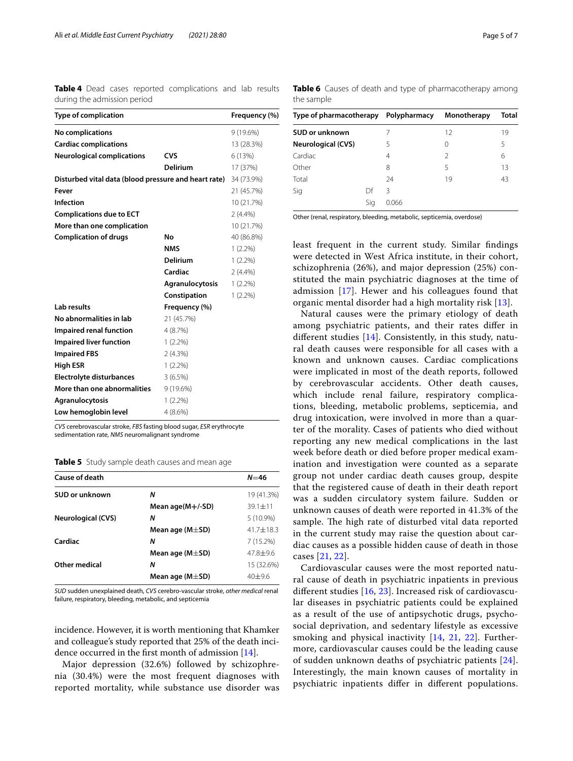**Table 4** Dead cases reported complications and lab results during the admission period

| Type of complication | | Frequency (%) |
|---|---|---|
| **No complications** | | 9 (19.6%) |
| **Cardiac complications** | | 13 (28.3%) |
| **Neurological complications** | **CVS** | 6 (13%) |
| | **Delirium** | 17 (37%) |
| **Disturbed vital data (blood pressure and heart rate)** | | 34 (73.9%) |
| **Fever** | | 21 (45.7%) |
| **Infection** | | 10 (21.7%) |
| **Complications due to ECT** | | 2 (4.4%) |
| **More than one complication** | | 10 (21.7%) |
| **Complication of drugs** | **No** | 40 (86.8%) |
| | **NMS** | 1 (2.2%) |
| | **Delirium** | 1 (2.2%) |
| | **Cardiac** | 2 (4.4%) |
| | **Agranulocytosis** | 1 (2.2%) |
| | **Constipation** | 1 (2.2%) |
| **Lab results** | **Frequency (%)** | |
| **No abnormalities in lab** | 21 (45.7%) | |
| **Impaired renal function** | 4 (8.7%) | |
| **Impaired liver function** | 1 (2.2%) | |
| **Impaired FBS** | 2 (4.3%) | |
| **High ESR** | 1 (2.2%) | |
| **Electrolyte disturbances** | 3 (6.5%) | |
| **More than one abnormalities** | 9 (19.6%) | |
| **Agranulocytosis** | 1 (2.2%) | |
| **Low hemoglobin level** | 4 (8.6%) | |

*CVS* cerebrovascular stroke, *FBS* fasting blood sugar, *ESR* erythrocyte sedimentation rate, *NMS* neuromalignant syndrome

**Table 5** Study sample death causes and mean age

| Cause of death | | N=46 |
|---|---|---|
| **SUD or unknown** | ***N*** | 19 (41.3%) |
| | **Mean age(M+/-SD)** | 39.1±11 |
| **Neurological (CVS)** | ***N*** | 5 (10.9%) |
| | **Mean age (M±SD)** | 41.7±18.3 |
| **Cardiac** | ***N*** | 7 (15.2%) |
| | **Mean age (M±SD)** | 47.8±9.6 |
| **Other medical** | ***N*** | 15 (32.6%) |
| | **Mean age (M±SD)** | 40±9.6 |

*SUD* sudden unexplained death, *CVS* cerebro-vascular stroke, *other medical* renal failure, respiratory, bleeding, metabolic, and septicemia

incidence. However, it is worth mentioning that Khamker and colleague's study reported that 25% of the death incidence occurred in the first month of admission [14].

Major depression (32.6%) followed by schizophrenia (30.4%) were the most frequent diagnoses with reported mortality, while substance use disorder was least frequent in the current study. Similar findings were detected in West Africa institute, in their cohort, schizophrenia (26%), and major depression (25%) constituted the main psychiatric diagnoses at the time of admission [17]. Hewer and his colleagues found that organic mental disorder had a high mortality risk [13].

**Table 6** Causes of death and type of pharmacotherapy among the sample

| Type of pharmacotherapy | | Polypharmacy | Monotherapy | Total |
|---|---|---|---|---|
| **SUD or unknown** | | 7 | 12 | 19 |
| **Neurological (CVS)** | | 5 | 0 | 5 |
| Cardiac | | 4 | 2 | 6 |
| Other | | 8 | 5 | 13 |
| Total | | 24 | 19 | 43 |
| Sig | Df | 3 | | |
| | Sig | 0.066 | | |

Other (renal, respiratory, bleeding, metabolic, septicemia, overdose)

Natural causes were the primary etiology of death among psychiatric patients, and their rates differ in different studies [14]. Consistently, in this study, natural death causes were responsible for all cases with a known and unknown causes. Cardiac complications were implicated in most of the death reports, followed by cerebrovascular accidents. Other death causes, which include renal failure, respiratory complications, bleeding, metabolic problems, septicemia, and drug intoxication, were involved in more than a quarter of the morality. Cases of patients who died without reporting any new medical complications in the last week before death or died before proper medical examination and investigation were counted as a separate group not under cardiac death causes group, despite that the registered cause of death in their death report was a sudden circulatory system failure. Sudden or unknown causes of death were reported in 41.3% of the sample. The high rate of disturbed vital data reported in the current study may raise the question about cardiac causes as a possible hidden cause of death in those cases [21, 22].

Cardiovascular causes were the most reported natural cause of death in psychiatric inpatients in previous different studies [16, 23]. Increased risk of cardiovascular diseases in psychiatric patients could be explained as a result of the use of antipsychotic drugs, psychosocial deprivation, and sedentary lifestyle as excessive smoking and physical inactivity [14, 21, 22]. Furthermore, cardiovascular causes could be the leading cause of sudden unknown deaths of psychiatric patients [24]. Interestingly, the main known causes of mortality in psychiatric inpatients differ in different populations.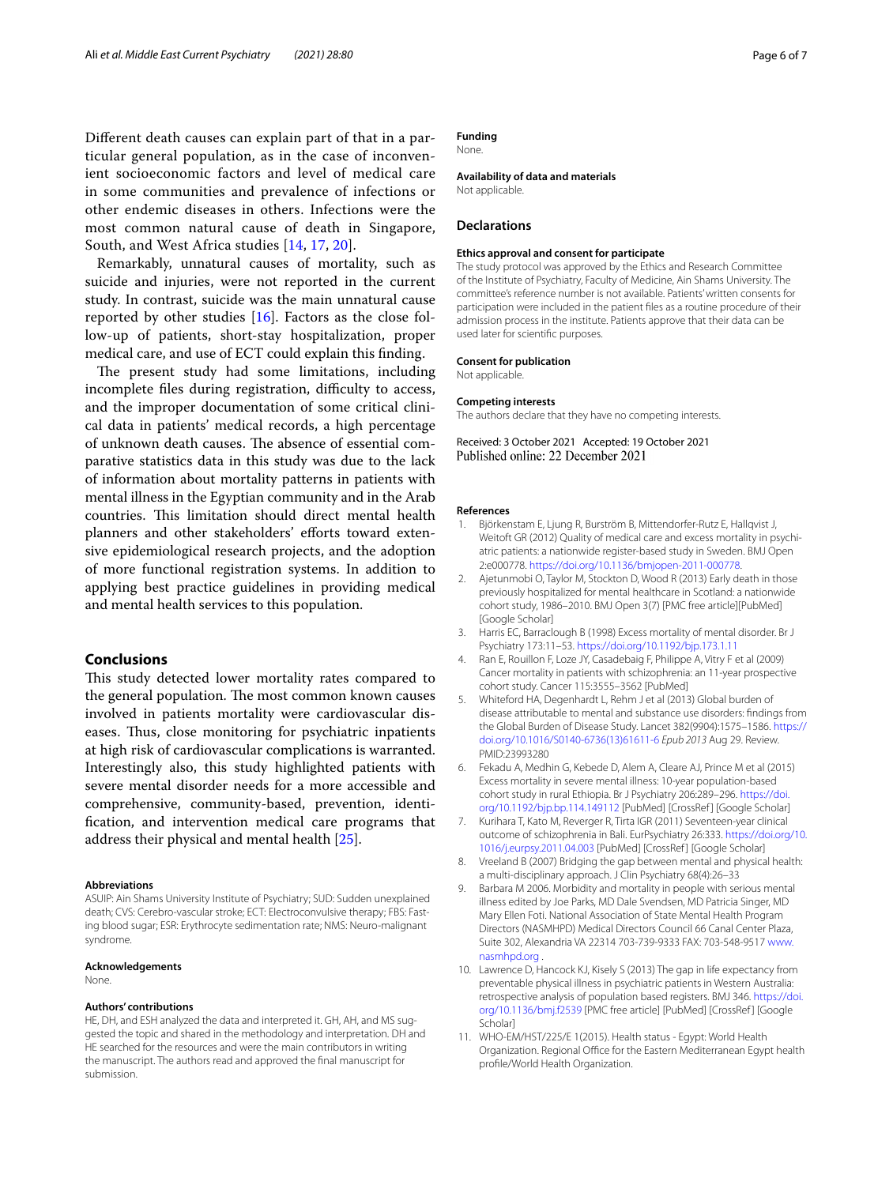Different death causes can explain part of that in a particular general population, as in the case of inconvenient socioeconomic factors and level of medical care in some communities and prevalence of infections or other endemic diseases in others. Infections were the most common natural cause of death in Singapore, South, and West Africa studies [14, 17, 20].

Remarkably, unnatural causes of mortality, such as suicide and injuries, were not reported in the current study. In contrast, suicide was the main unnatural cause reported by other studies [16]. Factors as the close follow-up of patients, short-stay hospitalization, proper medical care, and use of ECT could explain this finding.

The present study had some limitations, including incomplete files during registration, difficulty to access, and the improper documentation of some critical clinical data in patients' medical records, a high percentage of unknown death causes. The absence of essential comparative statistics data in this study was due to the lack of information about mortality patterns in patients with mental illness in the Egyptian community and in the Arab countries. This limitation should direct mental health planners and other stakeholders' efforts toward extensive epidemiological research projects, and the adoption of more functional registration systems. In addition to applying best practice guidelines in providing medical and mental health services to this population.

## Conclusions

This study detected lower mortality rates compared to the general population. The most common known causes involved in patients mortality were cardiovascular diseases. Thus, close monitoring for psychiatric inpatients at high risk of cardiovascular complications is warranted. Interestingly also, this study highlighted patients with severe mental disorder needs for a more accessible and comprehensive, community-based, prevention, identification, and intervention medical care programs that address their physical and mental health [25].

#### Abbreviations

ASUIP: Ain Shams University Institute of Psychiatry; SUD: Sudden unexplained death; CVS: Cerebro-vascular stroke; ECT: Electroconvulsive therapy; FBS: Fasting blood sugar; ESR: Erythrocyte sedimentation rate; NMS: Neuro-malignant syndrome.

#### Acknowledgements

None.

#### Authors' contributions

HE, DH, and ESH analyzed the data and interpreted it. GH, AH, and MS suggested the topic and shared in the methodology and interpretation. DH and HE searched for the resources and were the main contributors in writing the manuscript. The authors read and approved the final manuscript for submission.

#### Funding

None.

#### Availability of data and materials

Not applicable.

### Declarations

#### Ethics approval and consent for participate

The study protocol was approved by the Ethics and Research Committee of the Institute of Psychiatry, Faculty of Medicine, Ain Shams University. The committee's reference number is not available. Patients' written consents for participation were included in the patient files as a routine procedure of their admission process in the institute. Patients approve that their data can be used later for scientific purposes.

#### Consent for publication

Not applicable.

#### Competing interests

The authors declare that they have no competing interests.

Received: 3 October 2021 Accepted: 19 October 2021
Published online: 22 December 2021

#### References

1. Björkenstam E, Ljung R, Burström B, Mittendorfer-Rutz E, Hallqvist J, Weitoft GR (2012) Quality of medical care and excess mortality in psychiatric patients: a nationwide register-based study in Sweden. BMJ Open 2:e000778. https://doi.org/10.1136/bmjopen-2011-000778.
2. Ajetunmobi O, Taylor M, Stockton D, Wood R (2013) Early death in those previously hospitalized for mental healthcare in Scotland: a nationwide cohort study, 1986–2010. BMJ Open 3(7) [PMC free article][PubMed] [Google Scholar]
3. Harris EC, Barraclough B (1998) Excess mortality of mental disorder. Br J Psychiatry 173:11–53. https://doi.org/10.1192/bjp.173.1.11
4. Ran E, Rouillon F, Loze JY, Casadebaig F, Philippe A, Vitry F et al (2009) Cancer mortality in patients with schizophrenia: an 11-year prospective cohort study. Cancer 115:3555–3562 [PubMed]
5. Whiteford HA, Degenhardt L, Rehm J et al (2013) Global burden of disease attributable to mental and substance use disorders: findings from the Global Burden of Disease Study. Lancet 382(9904):1575–1586. https://doi.org/10.1016/S0140-6736(13)61611-6 *Epub 2013* Aug 29. Review. PMID:23993280
6. Fekadu A, Medhin G, Kebede D, Alem A, Cleare AJ, Prince M et al (2015) Excess mortality in severe mental illness: 10-year population-based cohort study in rural Ethiopia. Br J Psychiatry 206:289–296. https://doi.org/10.1192/bjp.bp.114.149112 [PubMed] [CrossRef] [Google Scholar]
7. Kurihara T, Kato M, Reverger R, Tirta IGR (2011) Seventeen-year clinical outcome of schizophrenia in Bali. EurPsychiatry 26:333. https://doi.org/10.1016/j.eurpsy.2011.04.003 [PubMed] [CrossRef] [Google Scholar]
8. Vreeland B (2007) Bridging the gap between mental and physical health: a multi-disciplinary approach. J Clin Psychiatry 68(4):26–33
9. Barbara M 2006. Morbidity and mortality in people with serious mental illness edited by Joe Parks, MD Dale Svendsen, MD Patricia Singer, MD Mary Ellen Foti. National Association of State Mental Health Program Directors (NASMHPD) Medical Directors Council 66 Canal Center Plaza, Suite 302, Alexandria VA 22314 703-739-9333 FAX: 703-548-9517 www.nasmhpd.org .
10. Lawrence D, Hancock KJ, Kisely S (2013) The gap in life expectancy from preventable physical illness in psychiatric patients in Western Australia: retrospective analysis of population based registers. BMJ 346. https://doi.org/10.1136/bmj.f2539 [PMC free article] [PubMed] [CrossRef] [Google Scholar]
11. WHO-EM/HST/225/E 1(2015). Health status - Egypt: World Health Organization. Regional Office for the Eastern Mediterranean Egypt health profile/World Health Organization.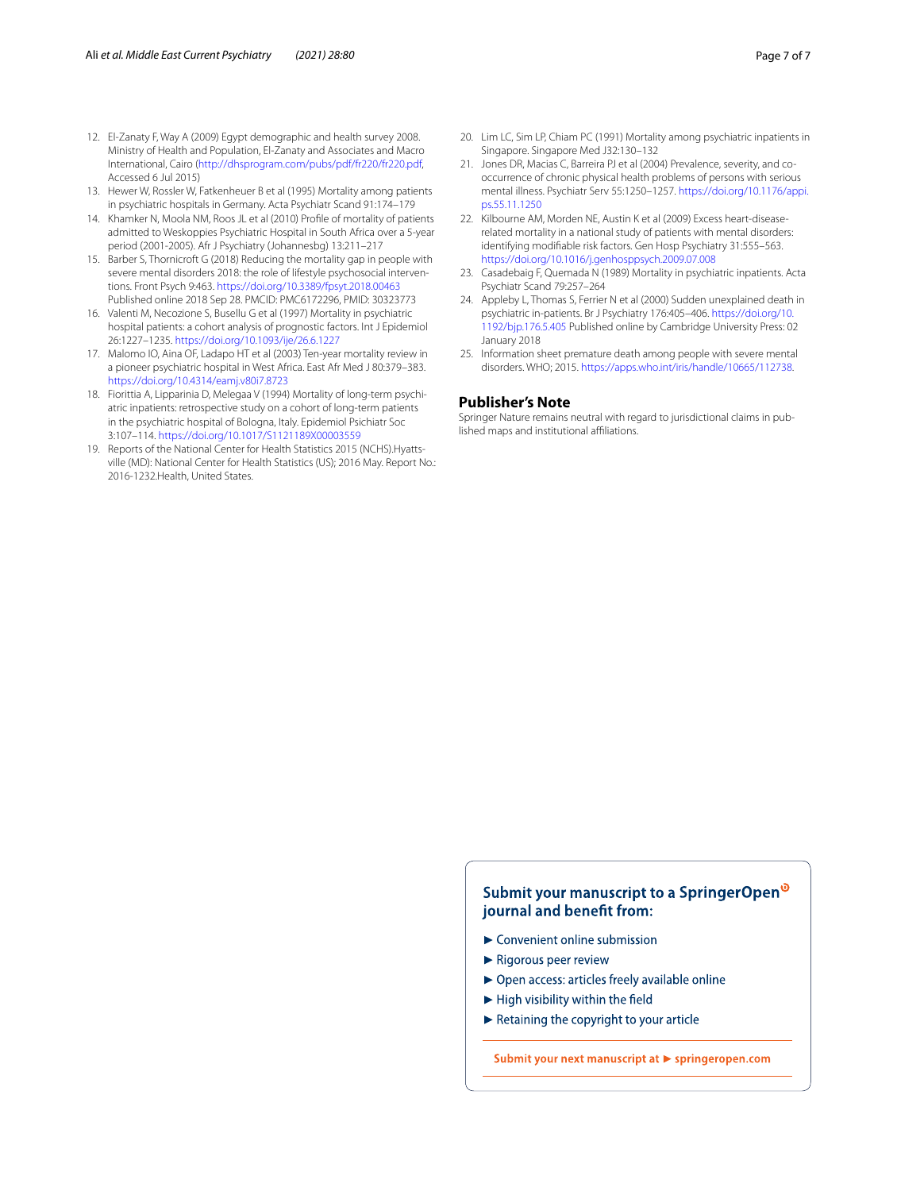12. El-Zanaty F, Way A (2009) Egypt demographic and health survey 2008. Ministry of Health and Population, El-Zanaty and Associates and Macro International, Cairo (http://dhsprogram.com/pubs/pdf/fr220/fr220.pdf, Accessed 6 Jul 2015)
13. Hewer W, Rossler W, Fatkenheuer B et al (1995) Mortality among patients in psychiatric hospitals in Germany. Acta Psychiatr Scand 91:174–179
14. Khamker N, Moola NM, Roos JL et al (2010) Profile of mortality of patients admitted to Weskoppies Psychiatric Hospital in South Africa over a 5-year period (2001-2005). Afr J Psychiatry (Johannesbg) 13:211–217
15. Barber S, Thornicroft G (2018) Reducing the mortality gap in people with severe mental disorders 2018: the role of lifestyle psychosocial interventions. Front Psych 9:463. https://doi.org/10.3389/fpsyt.2018.00463 Published online 2018 Sep 28. PMCID: PMC6172296, PMID: 30323773
16. Valenti M, Necozione S, Busellu G et al (1997) Mortality in psychiatric hospital patients: a cohort analysis of prognostic factors. Int J Epidemiol 26:1227–1235. https://doi.org/10.1093/ije/26.6.1227
17. Malomo IO, Aina OF, Ladapo HT et al (2003) Ten-year mortality review in a pioneer psychiatric hospital in West Africa. East Afr Med J 80:379–383. https://doi.org/10.4314/eamj.v80i7.8723
18. Fiorittia A, Lipparinia D, Melegaa V (1994) Mortality of long-term psychiatric inpatients: retrospective study on a cohort of long-term patients in the psychiatric hospital of Bologna, Italy. Epidemiol Psichiatr Soc 3:107–114. https://doi.org/10.1017/S1121189X00003559
19. Reports of the National Center for Health Statistics 2015 (NCHS).Hyattsville (MD): National Center for Health Statistics (US); 2016 May. Report No.: 2016-1232.Health, United States.
20. Lim LC, Sim LP, Chiam PC (1991) Mortality among psychiatric inpatients in Singapore. Singapore Med J32:130–132
21. Jones DR, Macias C, Barreira PJ et al (2004) Prevalence, severity, and co-occurrence of chronic physical health problems of persons with serious mental illness. Psychiatr Serv 55:1250–1257. https://doi.org/10.1176/appi.ps.55.11.1250
22. Kilbourne AM, Morden NE, Austin K et al (2009) Excess heart-disease-related mortality in a national study of patients with mental disorders: identifying modifiable risk factors. Gen Hosp Psychiatry 31:555–563. https://doi.org/10.1016/j.genhosppsych.2009.07.008
23. Casadebaig F, Quemada N (1989) Mortality in psychiatric inpatients. Acta Psychiatr Scand 79:257–264
24. Appleby L, Thomas S, Ferrier N et al (2000) Sudden unexplained death in psychiatric in-patients. Br J Psychiatry 176:405–406. https://doi.org/10.1192/bjp.176.5.405 Published online by Cambridge University Press: 02 January 2018
25. Information sheet premature death among people with severe mental disorders. WHO; 2015. https://apps.who.int/iris/handle/10665/112738.

## Publisher's Note

Springer Nature remains neutral with regard to jurisdictional claims in published maps and institutional affiliations.

**Submit your manuscript to a SpringerOpen journal and benefit from:**

- Convenient online submission
- Rigorous peer review
- Open access: articles freely available online
- High visibility within the field
- Retaining the copyright to your article

**Submit your next manuscript at ▶ springeropen.com**